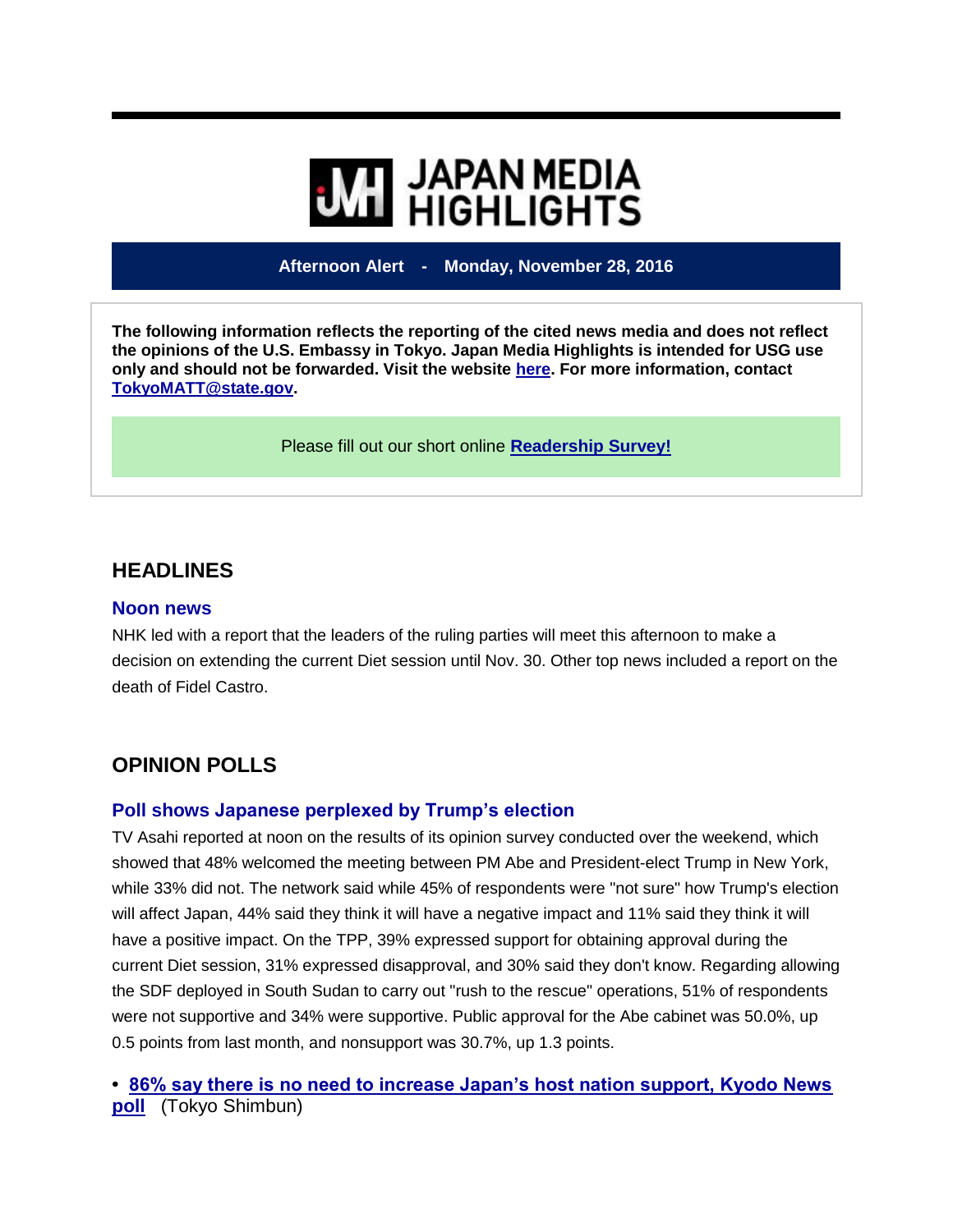# JAPAN MEDIA HIGHLIGHTS

**Afternoon Alert - Monday, November 28, 2016**

**The following information reflects the reporting of the cited news media and does not reflect the opinions of the U.S. Embassy in Tokyo. Japan Media Highlights is intended for USG use only and should not be forwarded. Visit the website here. For more information, contact TokyoMATT@state.gov.**

Please fill out our short online **Readership Survey!**

## HEADLINES

### Noon news

NHK led with a report that the leaders of the ruling parties will meet this afternoon to make a decision on extending the current Diet session until Nov. 30. Other top news included a report on the death of Fidel Castro.

## OPINION POLLS

### Poll shows Japanese perplexed by Trump's election

TV Asahi reported at noon on the results of its opinion survey conducted over the weekend, which showed that 48% welcomed the meeting between PM Abe and President-elect Trump in New York, while 33% did not. The network said while 45% of respondents were "not sure" how Trump's election will affect Japan, 44% said they think it will have a negative impact and 11% said they think it will have a positive impact. On the TPP, 39% expressed support for obtaining approval during the current Diet session, 31% expressed disapproval, and 30% said they don't know. Regarding allowing the SDF deployed in South Sudan to carry out "rush to the rescue" operations, 51% of respondents were not supportive and 34% were supportive. Public approval for the Abe cabinet was 50.0%, up 0.5 points from last month, and nonsupport was 30.7%, up 1.3 points.

- **86% say there is no need to increase Japan's host nation support, Kyodo News poll** (Tokyo Shimbun)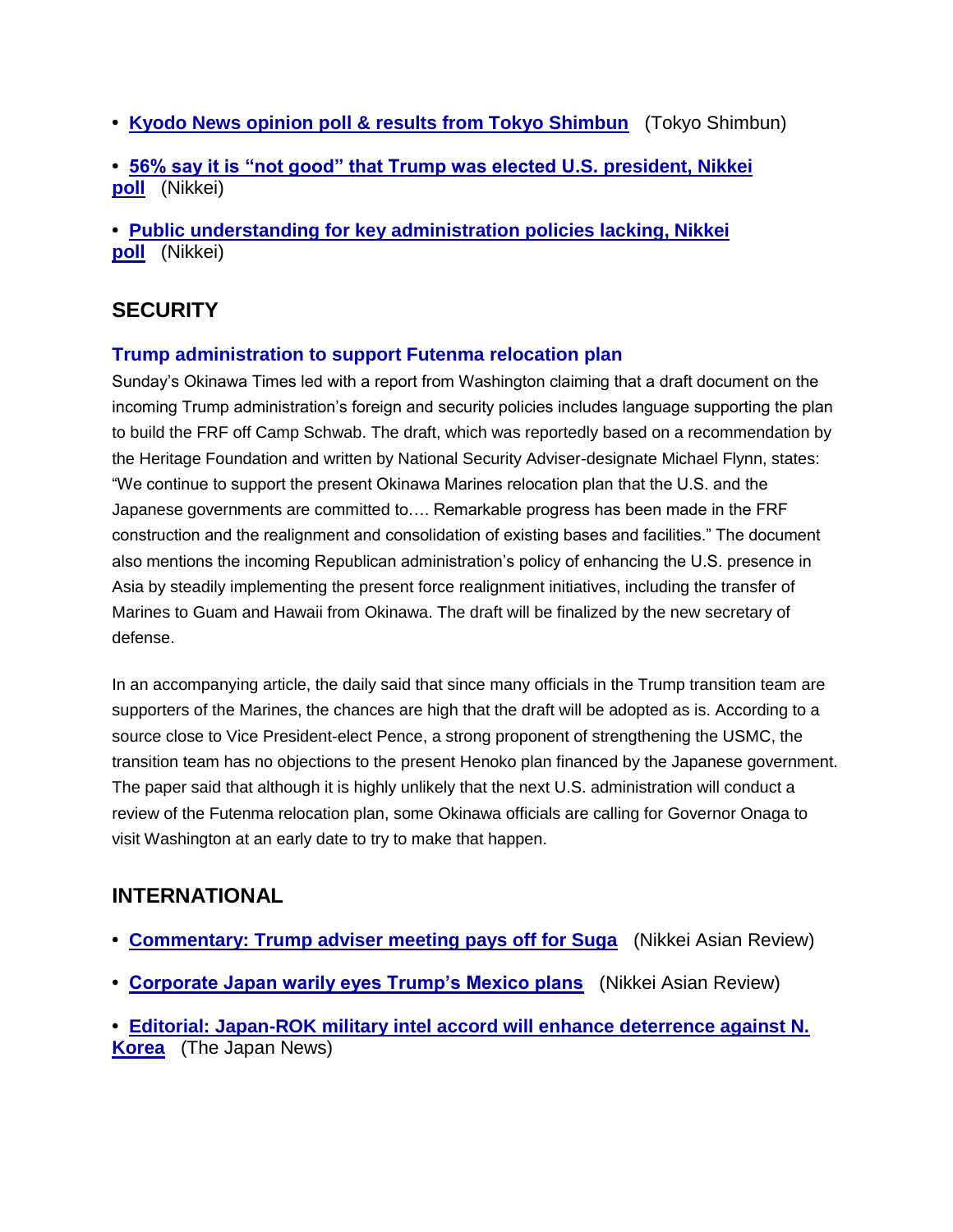- **Kyodo News opinion poll & results from Tokyo Shimbun** (Tokyo Shimbun)
- **56% say it is "not good" that Trump was elected U.S. president, Nikkei poll** (Nikkei)
- **Public understanding for key administration policies lacking, Nikkei poll** (Nikkei)

## SECURITY

### Trump administration to support Futenma relocation plan

Sunday's Okinawa Times led with a report from Washington claiming that a draft document on the incoming Trump administration's foreign and security policies includes language supporting the plan to build the FRF off Camp Schwab. The draft, which was reportedly based on a recommendation by the Heritage Foundation and written by National Security Adviser-designate Michael Flynn, states: "We continue to support the present Okinawa Marines relocation plan that the U.S. and the Japanese governments are committed to…. Remarkable progress has been made in the FRF construction and the realignment and consolidation of existing bases and facilities." The document also mentions the incoming Republican administration's policy of enhancing the U.S. presence in Asia by steadily implementing the present force realignment initiatives, including the transfer of Marines to Guam and Hawaii from Okinawa. The draft will be finalized by the new secretary of defense.

In an accompanying article, the daily said that since many officials in the Trump transition team are supporters of the Marines, the chances are high that the draft will be adopted as is. According to a source close to Vice President-elect Pence, a strong proponent of strengthening the USMC, the transition team has no objections to the present Henoko plan financed by the Japanese government. The paper said that although it is highly unlikely that the next U.S. administration will conduct a review of the Futenma relocation plan, some Okinawa officials are calling for Governor Onaga to visit Washington at an early date to try to make that happen.

## INTERNATIONAL

- **Commentary: Trump adviser meeting pays off for Suga** (Nikkei Asian Review)
- **Corporate Japan warily eyes Trump's Mexico plans** (Nikkei Asian Review)
- **Editorial: Japan-ROK military intel accord will enhance deterrence against N. Korea** (The Japan News)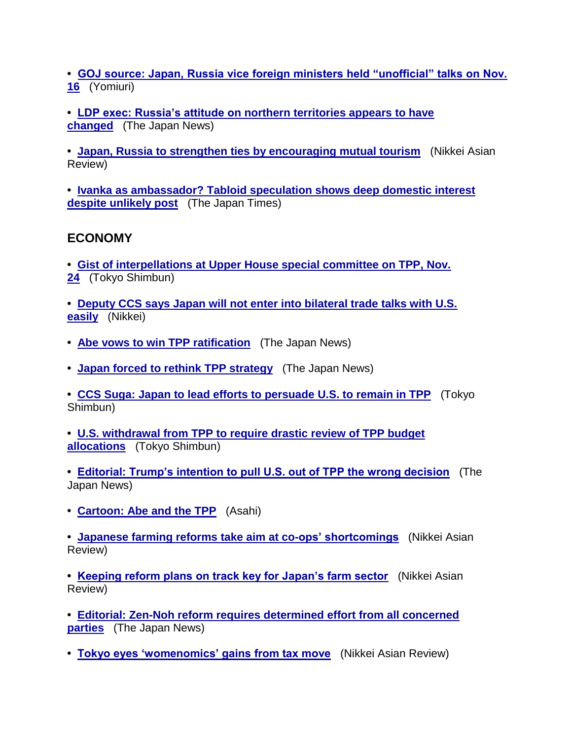- **GOJ source: Japan, Russia vice foreign ministers held "unofficial" talks on Nov. 16** (Yomiuri)

- **LDP exec: Russia's attitude on northern territories appears to have changed** (The Japan News)

- **Japan, Russia to strengthen ties by encouraging mutual tourism** (Nikkei Asian Review)

- **Ivanka as ambassador? Tabloid speculation shows deep domestic interest despite unlikely post** (The Japan Times)

## ECONOMY

- **Gist of interpellations at Upper House special committee on TPP, Nov. 24** (Tokyo Shimbun)

- **Deputy CCS says Japan will not enter into bilateral trade talks with U.S. easily** (Nikkei)

- **Abe vows to win TPP ratification** (The Japan News)

- **Japan forced to rethink TPP strategy** (The Japan News)

- **CCS Suga: Japan to lead efforts to persuade U.S. to remain in TPP** (Tokyo Shimbun)

- **U.S. withdrawal from TPP to require drastic review of TPP budget allocations** (Tokyo Shimbun)

- **Editorial: Trump's intention to pull U.S. out of TPP the wrong decision** (The Japan News)

- **Cartoon: Abe and the TPP** (Asahi)

- **Japanese farming reforms take aim at co-ops' shortcomings** (Nikkei Asian Review)

- **Keeping reform plans on track key for Japan's farm sector** (Nikkei Asian Review)

- **Editorial: Zen-Noh reform requires determined effort from all concerned parties** (The Japan News)

- **Tokyo eyes 'womenomics' gains from tax move** (Nikkei Asian Review)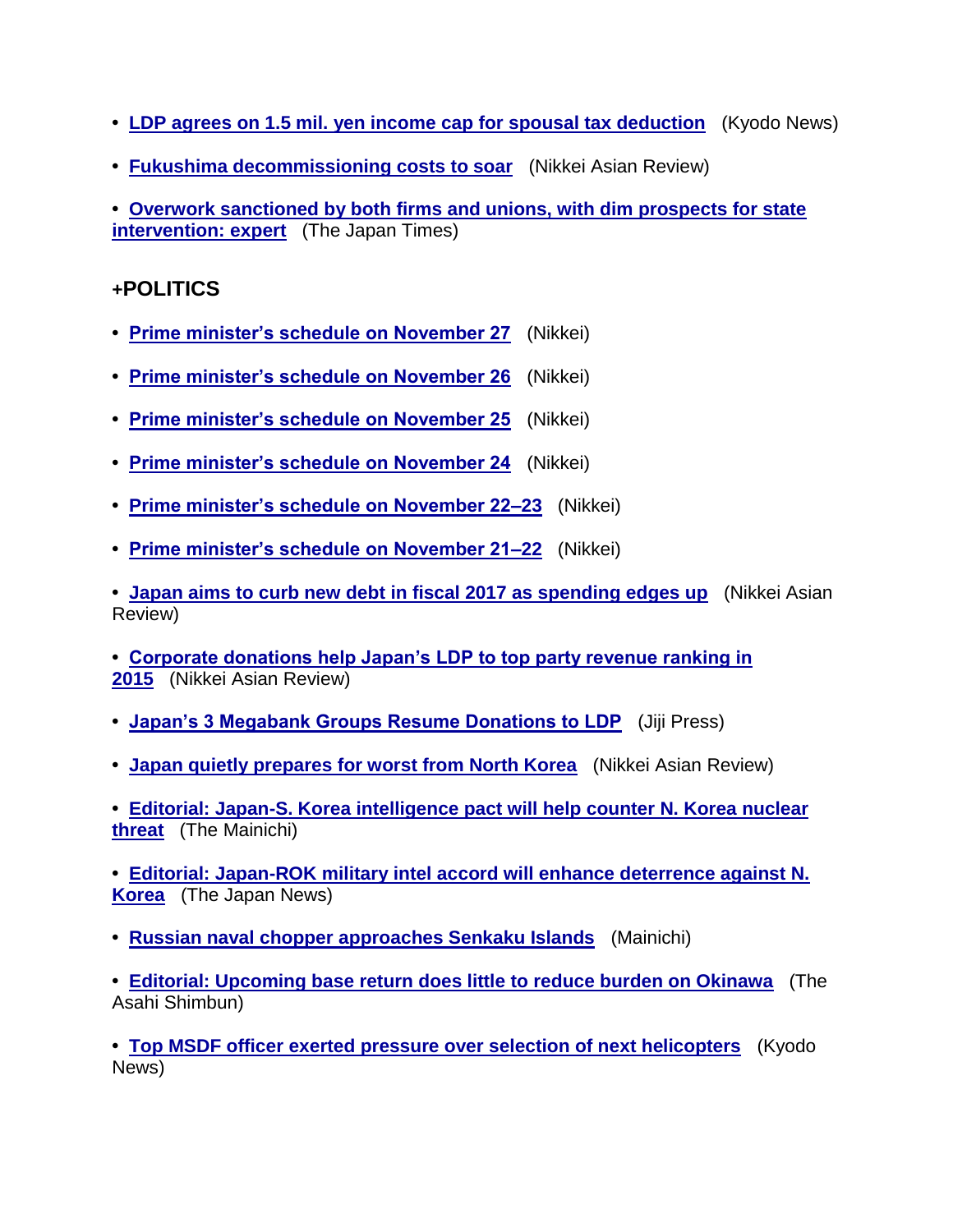- **LDP agrees on 1.5 mil. yen income cap for spousal tax deduction** (Kyodo News)

- **Fukushima decommissioning costs to soar** (Nikkei Asian Review)

- **Overwork sanctioned by both firms and unions, with dim prospects for state intervention: expert** (The Japan Times)

## +POLITICS

- **Prime minister's schedule on November 27** (Nikkei)

- **Prime minister's schedule on November 26** (Nikkei)

- **Prime minister's schedule on November 25** (Nikkei)

- **Prime minister's schedule on November 24** (Nikkei)

- **Prime minister's schedule on November 22–23** (Nikkei)

- **Prime minister's schedule on November 21–22** (Nikkei)

- **Japan aims to curb new debt in fiscal 2017 as spending edges up** (Nikkei Asian Review)

- **Corporate donations help Japan's LDP to top party revenue ranking in 2015** (Nikkei Asian Review)

- **Japan's 3 Megabank Groups Resume Donations to LDP** (Jiji Press)

- **Japan quietly prepares for worst from North Korea** (Nikkei Asian Review)

- **Editorial: Japan-S. Korea intelligence pact will help counter N. Korea nuclear threat** (The Mainichi)

- **Editorial: Japan-ROK military intel accord will enhance deterrence against N. Korea** (The Japan News)

- **Russian naval chopper approaches Senkaku Islands** (Mainichi)

- **Editorial: Upcoming base return does little to reduce burden on Okinawa** (The Asahi Shimbun)

- **Top MSDF officer exerted pressure over selection of next helicopters** (Kyodo News)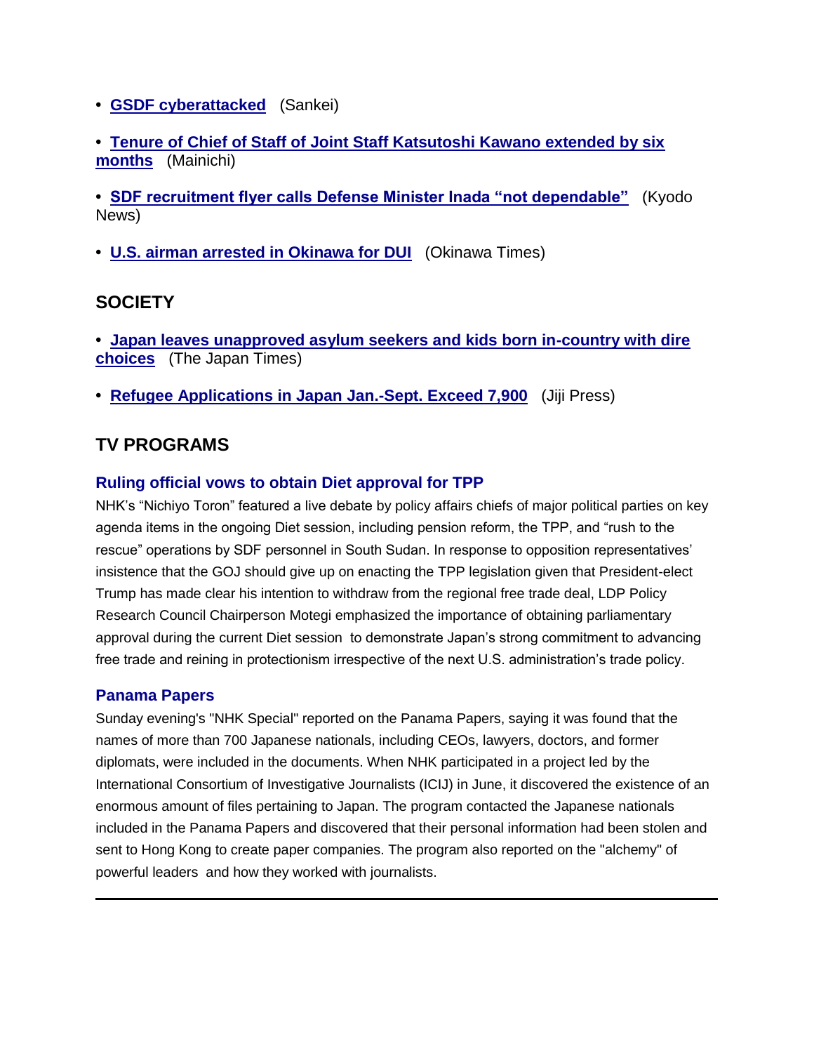- **GSDF cyberattacked** (Sankei)

- **Tenure of Chief of Staff of Joint Staff Katsutoshi Kawano extended by six months** (Mainichi)

- **SDF recruitment flyer calls Defense Minister Inada "not dependable"** (Kyodo News)

- **U.S. airman arrested in Okinawa for DUI** (Okinawa Times)

## SOCIETY

- **Japan leaves unapproved asylum seekers and kids born in-country with dire choices** (The Japan Times)

- **Refugee Applications in Japan Jan.-Sept. Exceed 7,900** (Jiji Press)

## TV PROGRAMS

### Ruling official vows to obtain Diet approval for TPP

NHK's "Nichiyo Toron" featured a live debate by policy affairs chiefs of major political parties on key agenda items in the ongoing Diet session, including pension reform, the TPP, and "rush to the rescue" operations by SDF personnel in South Sudan. In response to opposition representatives' insistence that the GOJ should give up on enacting the TPP legislation given that President-elect Trump has made clear his intention to withdraw from the regional free trade deal, LDP Policy Research Council Chairperson Motegi emphasized the importance of obtaining parliamentary approval during the current Diet session to demonstrate Japan's strong commitment to advancing free trade and reining in protectionism irrespective of the next U.S. administration's trade policy.

### Panama Papers

Sunday evening's "NHK Special" reported on the Panama Papers, saying it was found that the names of more than 700 Japanese nationals, including CEOs, lawyers, doctors, and former diplomats, were included in the documents. When NHK participated in a project led by the International Consortium of Investigative Journalists (ICIJ) in June, it discovered the existence of an enormous amount of files pertaining to Japan. The program contacted the Japanese nationals included in the Panama Papers and discovered that their personal information had been stolen and sent to Hong Kong to create paper companies. The program also reported on the "alchemy" of powerful leaders and how they worked with journalists.

---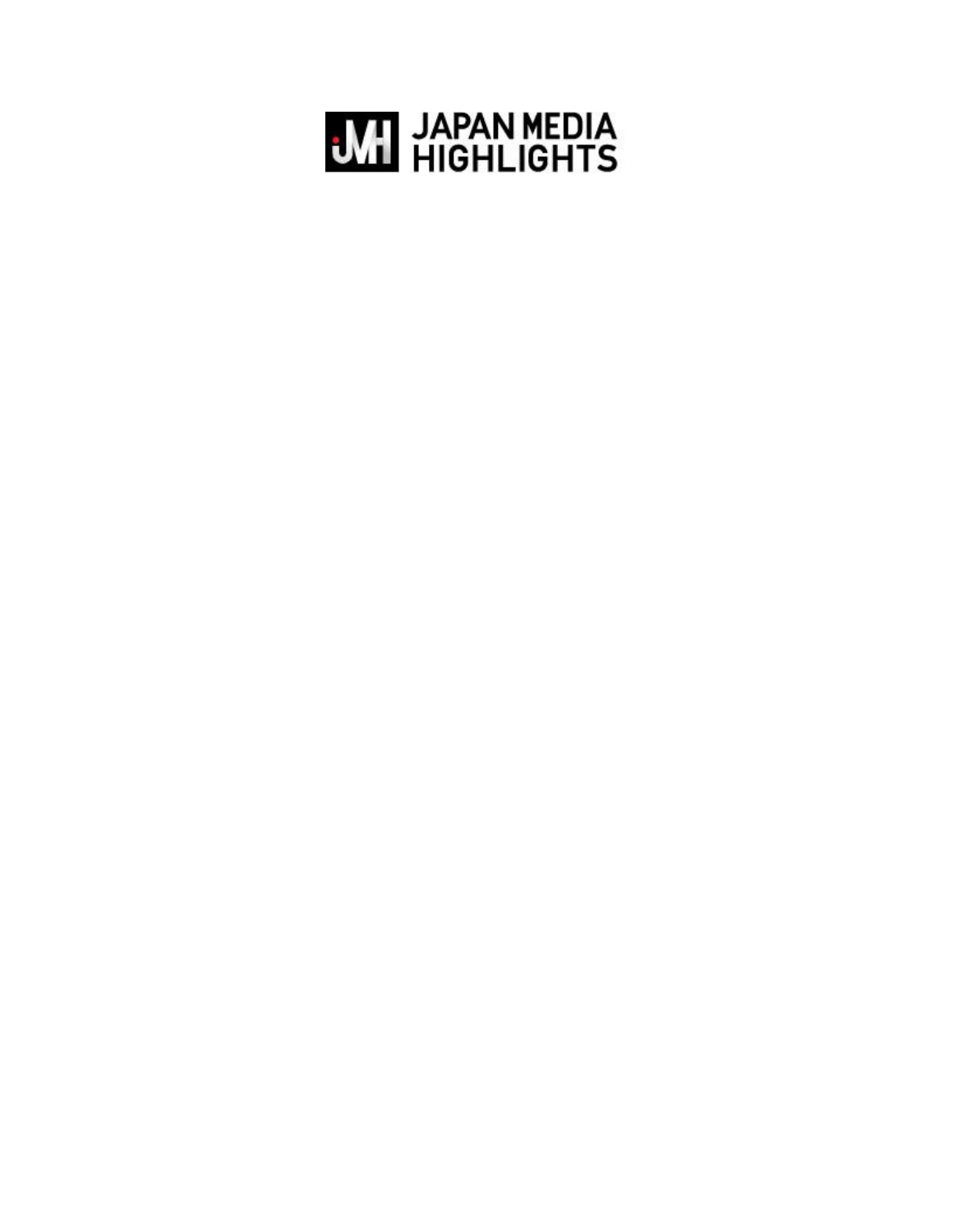JAPAN MEDIA HIGHLIGHTS